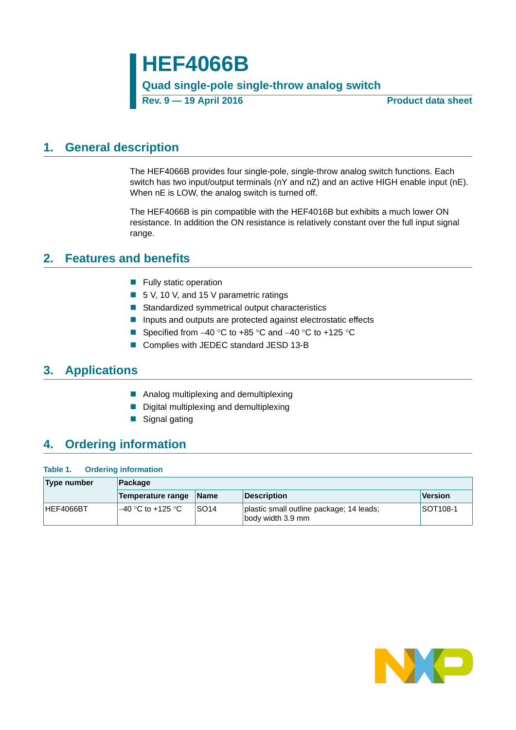# HEF4066B

**Quad single-pole single-throw analog switch**

**Rev. 9 — 19 April 2016** **Product data sheet**

## 1. General description

The HEF4066B provides four single-pole, single-throw analog switch functions. Each switch has two input/output terminals (nY and nZ) and an active HIGH enable input (nE). When nE is LOW, the analog switch is turned off.

The HEF4066B is pin compatible with the HEF4016B but exhibits a much lower ON resistance. In addition the ON resistance is relatively constant over the full input signal range.

## 2. Features and benefits

- Fully static operation
- 5 V, 10 V, and 15 V parametric ratings
- Standardized symmetrical output characteristics
- Inputs and outputs are protected against electrostatic effects
- Specified from –40 °C to +85 °C and –40 °C to +125 °C
- Complies with JEDEC standard JESD 13-B

## 3. Applications

- Analog multiplexing and demultiplexing
- Digital multiplexing and demultiplexing
- Signal gating

## 4. Ordering information

**Table 1. Ordering information**

| Type number | Package | | | |
|---|---|---|---|---|
| | Temperature range | Name | Description | Version |
| HEF4066BT | –40 °C to +125 °C | SO14 | plastic small outline package; 14 leads; body width 3.9 mm | SOT108-1 |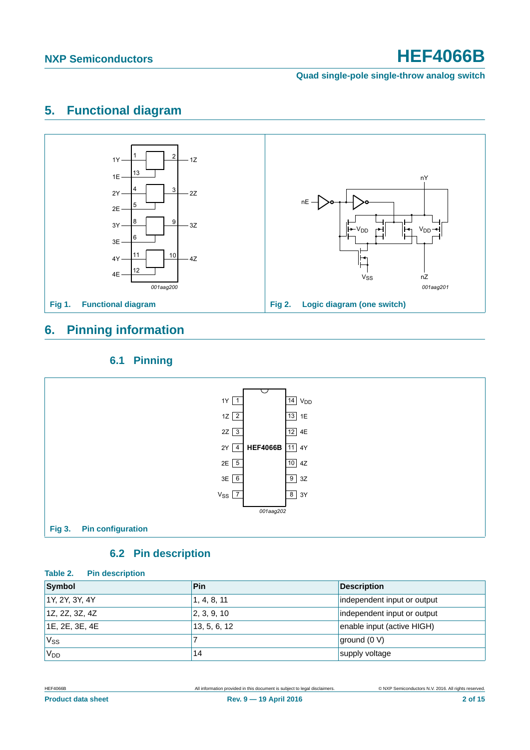## 5. Functional diagram

Fig 1. Functional diagram

Fig 2. Logic diagram (one switch)

## 6. Pinning information

### 6.1 Pinning

Fig 3. Pin configuration

### 6.2 Pin description

**Table 2. Pin description**

| Symbol | Pin | Description |
|---|---|---|
| 1Y, 2Y, 3Y, 4Y | 1, 4, 8, 11 | independent input or output |
| 1Z, 2Z, 3Z, 4Z | 2, 3, 9, 10 | independent input or output |
| 1E, 2E, 3E, 4E | 13, 5, 6, 12 | enable input (active HIGH) |
| $V_{SS}$ | 7 | ground (0 V) |
| $V_{DD}$ | 14 | supply voltage |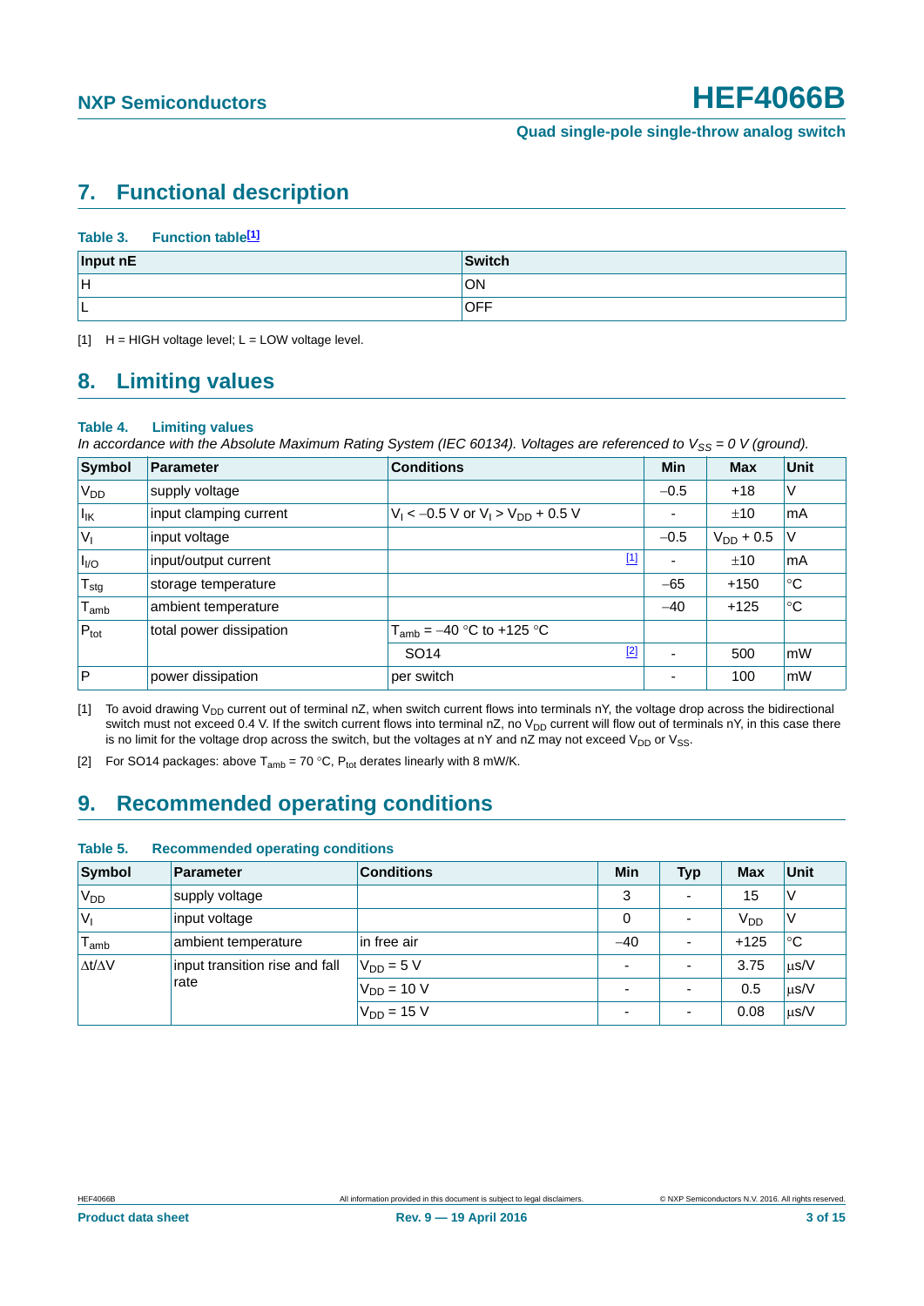## 7. Functional description

**Table 3. Function table[1]**

| Input nE | Switch |
|---|---|
| H | ON |
| L | OFF |

[1] H = HIGH voltage level; L = LOW voltage level.

## 8. Limiting values

**Table 4. Limiting values**

*In accordance with the Absolute Maximum Rating System (IEC 60134). Voltages are referenced to $V_{SS}$ = 0 V (ground).*

| Symbol | Parameter | Conditions | Min | Max | Unit |
|---|---|---|---|---|---|
| $V_{DD}$ | supply voltage | | −0.5 | +18 | V |
| $I_{IK}$ | input clamping current | $V_I < -0.5$ V or $V_I > V_{DD} + 0.5$ V | - | ±10 | mA |
| $V_I$ | input voltage | | −0.5 | $V_{DD}$ + 0.5 | V |
| $I_{I/O}$ | input/output current | [1] | - | ±10 | mA |
| $T_{stg}$ | storage temperature | | −65 | +150 | °C |
| $T_{amb}$ | ambient temperature | | −40 | +125 | °C |
| $P_{tot}$ | total power dissipation | $T_{amb}$ = −40 °C to +125 °C | | | |
| | | SO14 [2] | - | 500 | mW |
| P | power dissipation | per switch | - | 100 | mW |

[1] To avoid drawing $V_{DD}$ current out of terminal nZ, when switch current flows into terminals nY, the voltage drop across the bidirectional switch must not exceed 0.4 V. If the switch current flows into terminal nZ, no $V_{DD}$ current will flow out of terminals nY, in this case there is no limit for the voltage drop across the switch, but the voltages at nY and nZ may not exceed $V_{DD}$ or $V_{SS}$.

[2] For SO14 packages: above $T_{amb}$ = 70 °C, $P_{tot}$ derates linearly with 8 mW/K.

## 9. Recommended operating conditions

**Table 5. Recommended operating conditions**

| Symbol | Parameter | Conditions | Min | Typ | Max | Unit |
|---|---|---|---|---|---|---|
| $V_{DD}$ | supply voltage | | 3 | - | 15 | V |
| $V_I$ | input voltage | | 0 | - | $V_{DD}$ | V |
| $T_{amb}$ | ambient temperature | in free air | −40 | - | +125 | °C |
| Δt/ΔV | input transition rise and fall rate | $V_{DD}$ = 5 V | - | - | 3.75 | μs/V |
| | | $V_{DD}$ = 10 V | - | - | 0.5 | μs/V |
| | | $V_{DD}$ = 15 V | - | - | 0.08 | μs/V |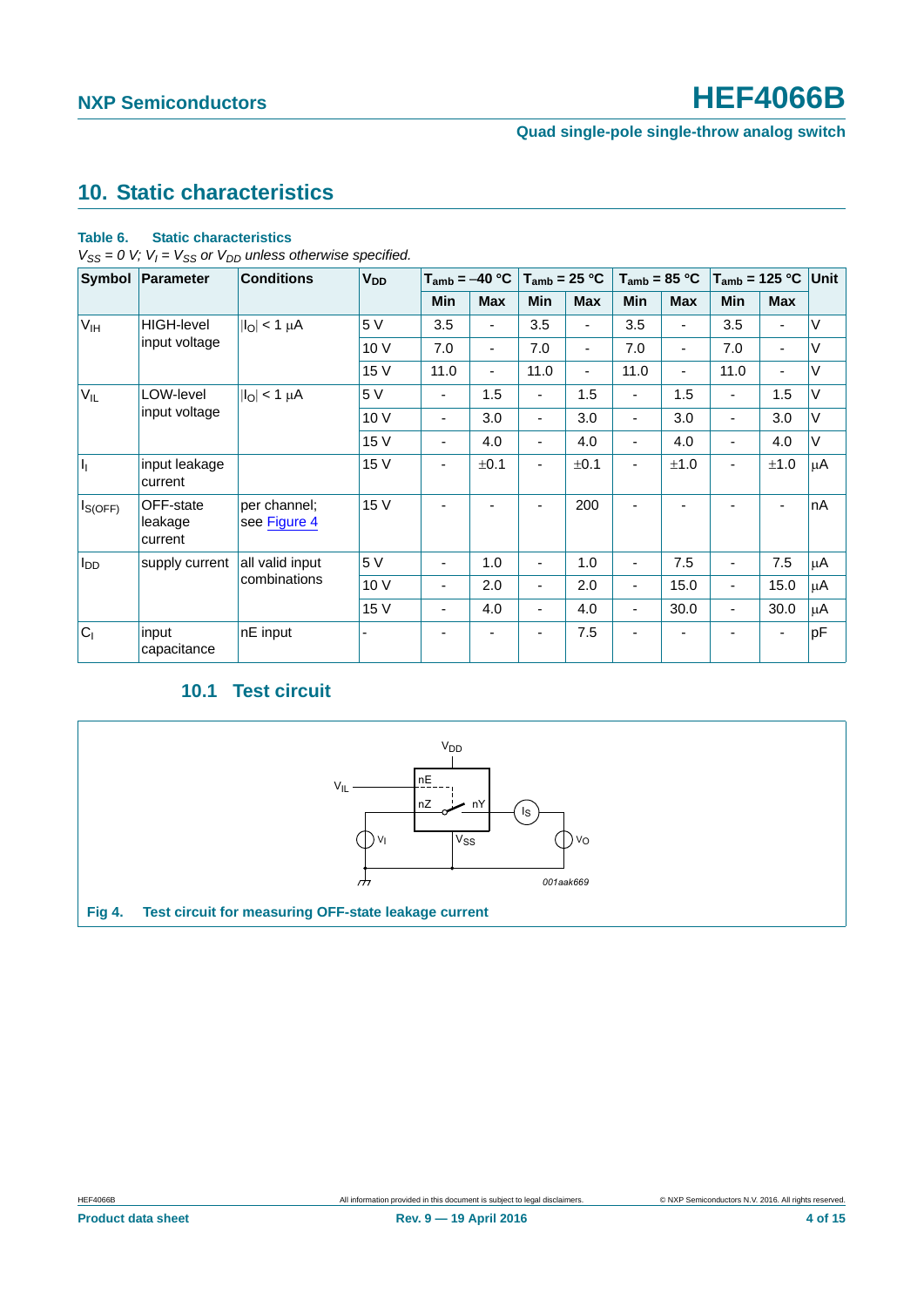## 10. Static characteristics

**Table 6. Static characteristics**

*$V_{SS}$ = 0 V; $V_I$ = $V_{SS}$ or $V_{DD}$ unless otherwise specified.*

| Symbol | Parameter | Conditions | $V_{DD}$ | $T_{amb}$ = −40 °C | | $T_{amb}$ = 25 °C | | $T_{amb}$ = 85 °C | | $T_{amb}$ = 125 °C | | Unit |
|---|---|---|---|---|---|---|---|---|---|---|---|---|
| | | | | Min | Max | Min | Max | Min | Max | Min | Max | |
| $V_{IH}$ | HIGH-level input voltage | $\|I_O\|$ < 1 μA | 5 V | 3.5 | - | 3.5 | - | 3.5 | - | 3.5 | - | V |
| | | | 10 V | 7.0 | - | 7.0 | - | 7.0 | - | 7.0 | - | V |
| | | | 15 V | 11.0 | - | 11.0 | - | 11.0 | - | 11.0 | - | V |
| $V_{IL}$ | LOW-level input voltage | $\|I_O\|$ < 1 μA | 5 V | - | 1.5 | - | 1.5 | - | 1.5 | - | 1.5 | V |
| | | | 10 V | - | 3.0 | - | 3.0 | - | 3.0 | - | 3.0 | V |
| | | | 15 V | - | 4.0 | - | 4.0 | - | 4.0 | - | 4.0 | V |
| $I_I$ | input leakage current | | 15 V | - | ±0.1 | - | ±0.1 | - | ±1.0 | - | ±1.0 | μA |
| $I_{S(OFF)}$ | OFF-state leakage current | per channel; see Figure 4 | 15 V | - | - | - | 200 | - | - | - | - | nA |
| $I_{DD}$ | supply current | all valid input combinations | 5 V | - | 1.0 | - | 1.0 | - | 7.5 | - | 7.5 | μA |
| | | | 10 V | - | 2.0 | - | 2.0 | - | 15.0 | - | 15.0 | μA |
| | | | 15 V | - | 4.0 | - | 4.0 | - | 30.0 | - | 30.0 | μA |
| $C_I$ | input capacitance | nE input | - | - | - | - | 7.5 | - | - | - | - | pF |

### 10.1 Test circuit

**Fig 4. Test circuit for measuring OFF-state leakage current**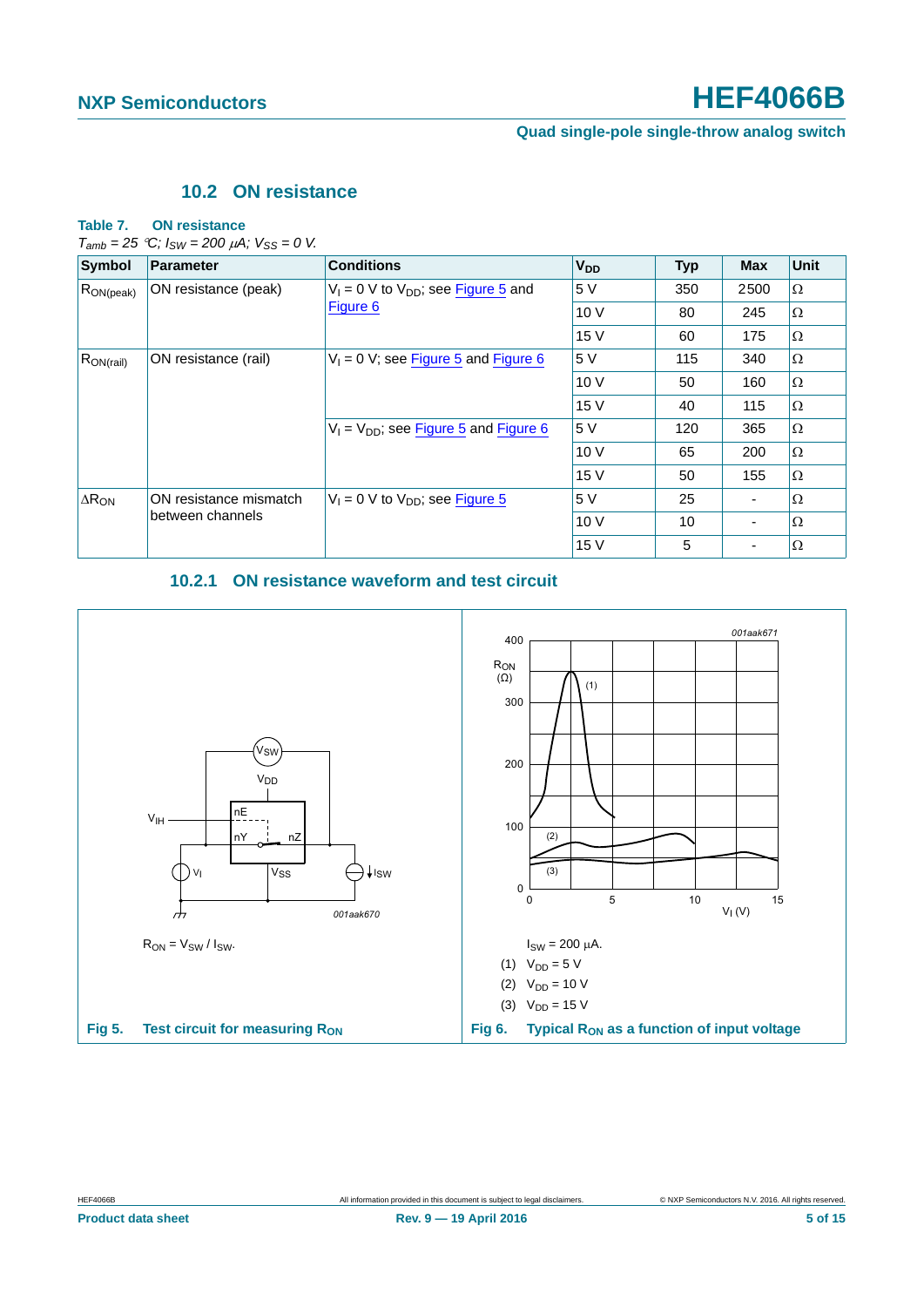### 10.2 ON resistance

**Table 7. ON resistance**

*$T_{amb}$ = 25 °C; $I_{SW}$ = 200 μA; $V_{SS}$ = 0 V.*

| Symbol | Parameter | Conditions | $V_{DD}$ | Typ | Max | Unit |
|---|---|---|---|---|---|---|
| $R_{ON(peak)}$ | ON resistance (peak) | $V_I$ = 0 V to $V_{DD}$; see Figure 5 and Figure 6 | 5 V | 350 | 2500 | Ω |
| | | | 10 V | 80 | 245 | Ω |
| | | | 15 V | 60 | 175 | Ω |
| $R_{ON(rail)}$ | ON resistance (rail) | $V_I$ = 0 V; see Figure 5 and Figure 6 | 5 V | 115 | 340 | Ω |
| | | | 10 V | 50 | 160 | Ω |
| | | | 15 V | 40 | 115 | Ω |
| | | $V_I$ = $V_{DD}$; see Figure 5 and Figure 6 | 5 V | 120 | 365 | Ω |
| | | | 10 V | 65 | 200 | Ω |
| | | | 15 V | 50 | 155 | Ω |
| $\Delta R_{ON}$ | ON resistance mismatch between channels | $V_I$ = 0 V to $V_{DD}$; see Figure 5 | 5 V | 25 | - | Ω |
| | | | 10 V | 10 | - | Ω |
| | | | 15 V | 5 | - | Ω |

#### 10.2.1 ON resistance waveform and test circuit

$R_{ON} = V_{SW} / I_{SW}$.

**Fig 5. Test circuit for measuring $R_{ON}$**

$I_{SW}$ = 200 μA.

(1) $V_{DD}$ = 5 V

(2) $V_{DD}$ = 10 V

(3) $V_{DD}$ = 15 V

**Fig 6. Typical $R_{ON}$ as a function of input voltage**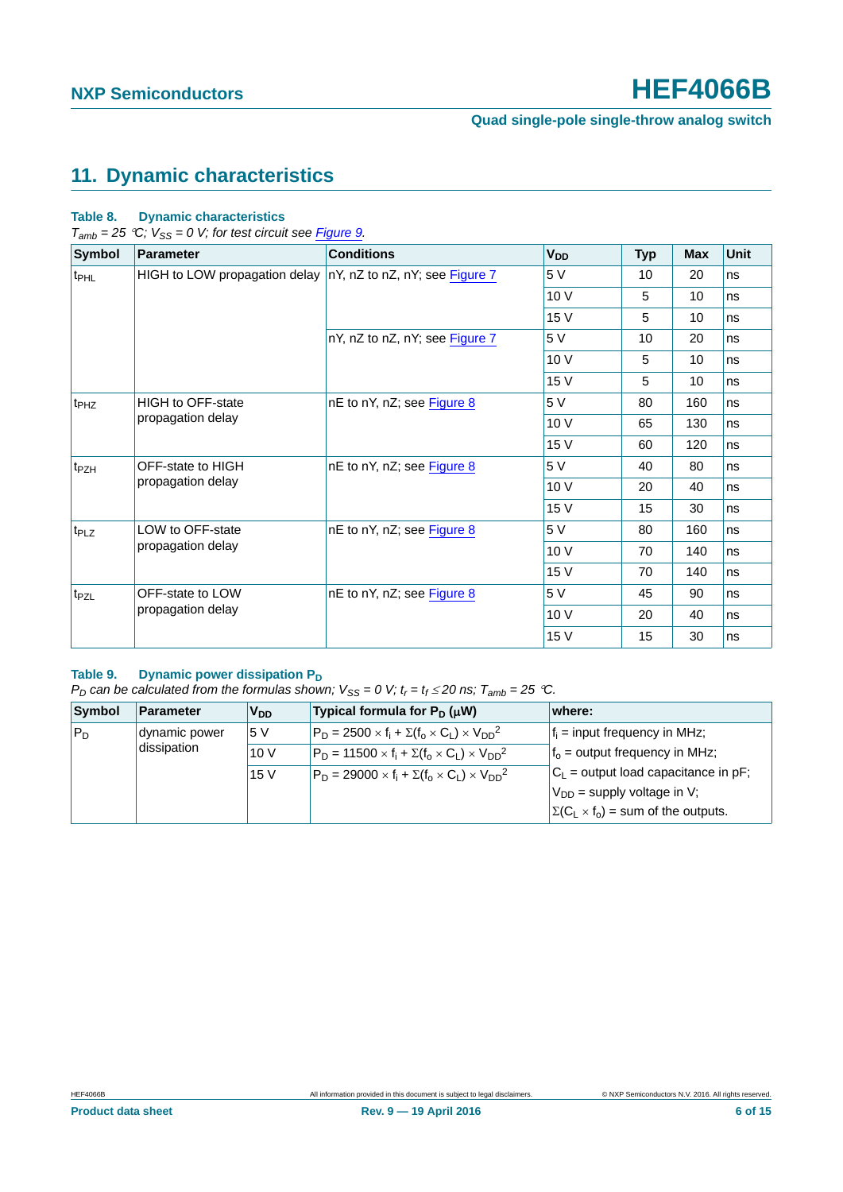## 11. Dynamic characteristics

**Table 8. Dynamic characteristics**

*$T_{amb}$ = 25 °C; $V_{SS}$ = 0 V; for test circuit see Figure 9.*

| Symbol | Parameter | Conditions | $V_{DD}$ | Typ | Max | Unit |
|---|---|---|---|---|---|---|
| $t_{PHL}$ | HIGH to LOW propagation delay | nY, nZ to nZ, nY; see Figure 7 | 5 V | 10 | 20 | ns |
| | | | 10 V | 5 | 10 | ns |
| | | | 15 V | 5 | 10 | ns |
| | | nY, nZ to nZ, nY; see Figure 7 | 5 V | 10 | 20 | ns |
| | | | 10 V | 5 | 10 | ns |
| | | | 15 V | 5 | 10 | ns |
| $t_{PHZ}$ | HIGH to OFF-state propagation delay | nE to nY, nZ; see Figure 8 | 5 V | 80 | 160 | ns |
| | | | 10 V | 65 | 130 | ns |
| | | | 15 V | 60 | 120 | ns |
| $t_{PZH}$ | OFF-state to HIGH propagation delay | nE to nY, nZ; see Figure 8 | 5 V | 40 | 80 | ns |
| | | | 10 V | 20 | 40 | ns |
| | | | 15 V | 15 | 30 | ns |
| $t_{PLZ}$ | LOW to OFF-state propagation delay | nE to nY, nZ; see Figure 8 | 5 V | 80 | 160 | ns |
| | | | 10 V | 70 | 140 | ns |
| | | | 15 V | 70 | 140 | ns |
| $t_{PZL}$ | OFF-state to LOW propagation delay | nE to nY, nZ; see Figure 8 | 5 V | 45 | 90 | ns |
| | | | 10 V | 20 | 40 | ns |
| | | | 15 V | 15 | 30 | ns |

**Table 9. Dynamic power dissipation $P_D$**

*$P_D$ can be calculated from the formulas shown; $V_{SS}$ = 0 V; $t_r = t_f \leq 20$ ns; $T_{amb}$ = 25 °C.*

| Symbol | Parameter | $V_{DD}$ | Typical formula for $P_D$ (μW) | where: |
|---|---|---|---|---|
| $P_D$ | dynamic power dissipation | 5 V | $P_D = 2500 \times f_i + \Sigma(f_o \times C_L) \times V_{DD}^2$ | $f_i$ = input frequency in MHz; |
| | | 10 V | $P_D = 11500 \times f_i + \Sigma(f_o \times C_L) \times V_{DD}^2$ | $f_o$ = output frequency in MHz; |
| | | 15 V | $P_D = 29000 \times f_i + \Sigma(f_o \times C_L) \times V_{DD}^2$ | $C_L$ = output load capacitance in pF; |
| | | | | $V_{DD}$ = supply voltage in V; |
| | | | | $\Sigma(C_L \times f_o)$ = sum of the outputs. |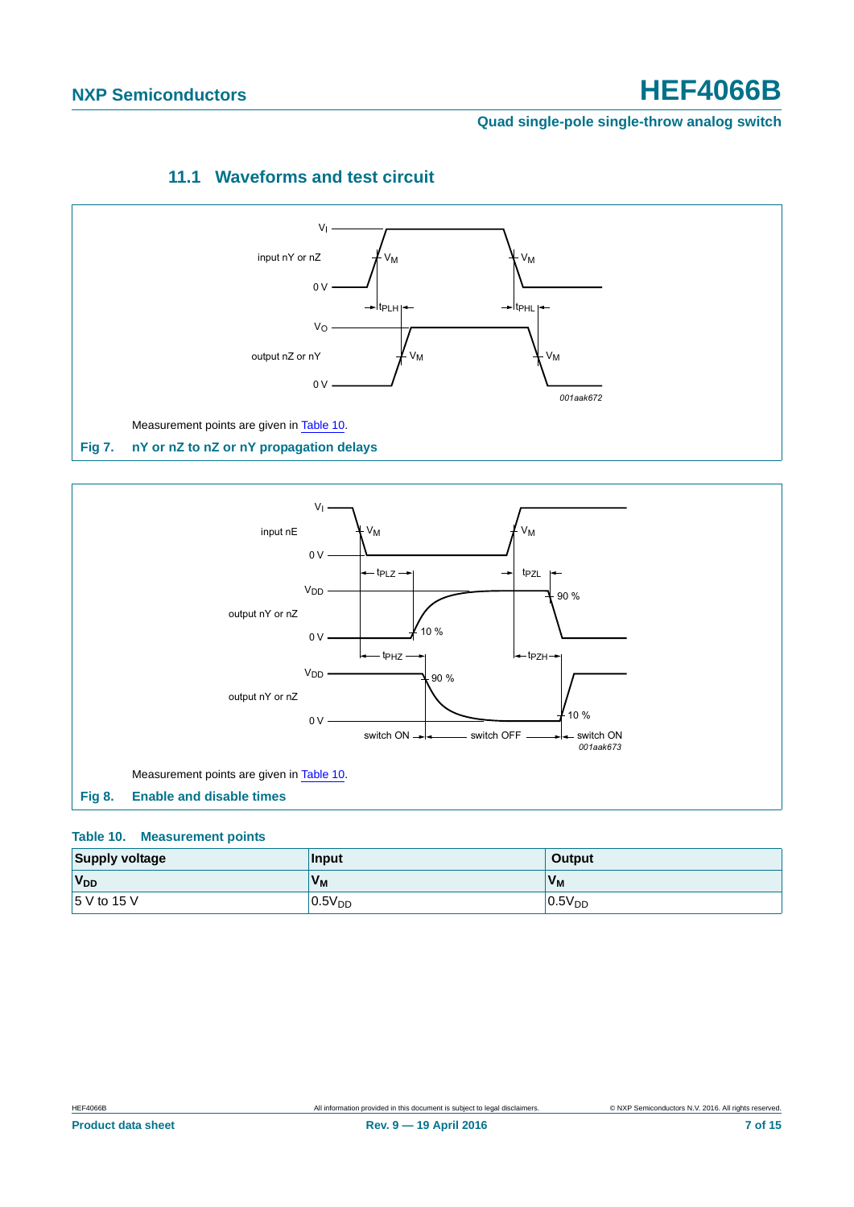### 11.1 Waveforms and test circuit

Measurement points are given in Table 10.

**Fig 7. nY or nZ to nZ or nY propagation delays**

Measurement points are given in Table 10.

**Fig 8. Enable and disable times**

**Table 10. Measurement points**

| Supply voltage | Input | Output |
|---|---|---|
| $V_{DD}$ | $V_M$ | $V_M$ |
| 5 V to 15 V | $0.5V_{DD}$ | $0.5V_{DD}$ |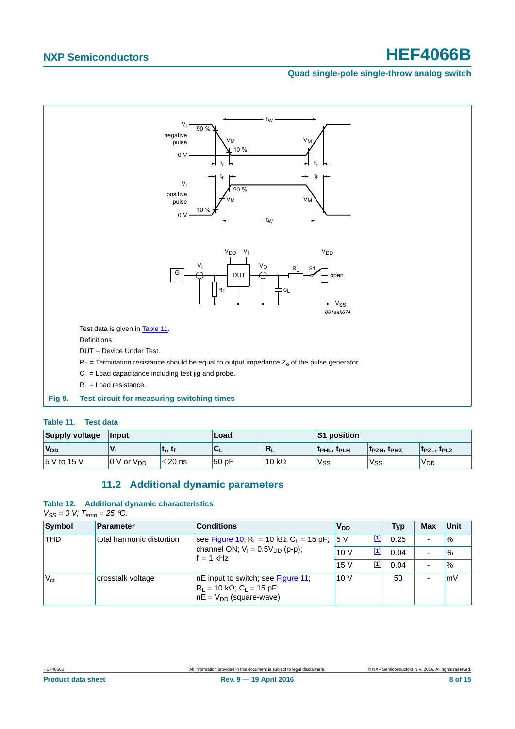Test data is given in Table 11.

Definitions:

DUT = Device Under Test.

$R_T$ = Termination resistance should be equal to output impedance $Z_o$ of the pulse generator.

$C_L$ = Load capacitance including test jig and probe.

$R_L$ = Load resistance.

**Fig 9. Test circuit for measuring switching times**

**Table 11. Test data**

| Supply voltage | Input | | Load | | S1 position | | |
|---|---|---|---|---|---|---|---|
| $V_{DD}$ | $V_I$ | $t_r$, $t_f$ | $C_L$ | $R_L$ | $t_{PHL}$, $t_{PLH}$ | $t_{PZH}$, $t_{PHZ}$ | $t_{PZL}$, $t_{PLZ}$ |
| 5 V to 15 V | 0 V or $V_{DD}$ | ≤ 20 ns | 50 pF | 10 kΩ | $V_{SS}$ | $V_{SS}$ | $V_{DD}$ |

## 11.2 Additional dynamic parameters

**Table 12. Additional dynamic characteristics**

*$V_{SS}$ = 0 V; $T_{amb}$ = 25 °C.*

| Symbol | Parameter | Conditions | $V_{DD}$ | | Typ | Max | Unit |
|---|---|---|---|---|---|---|---|
| THD | total harmonic distortion | see Figure 10; $R_L$ = 10 kΩ; $C_L$ = 15 pF; channel ON; $V_I$ = 0.5$V_{DD}$ (p-p); $f_i$ = 1 kHz | 5 V | [1] | 0.25 | - | % |
| | | | 10 V | [1] | 0.04 | - | % |
| | | | 15 V | [1] | 0.04 | - | % |
| $V_{ct}$ | crosstalk voltage | nE input to switch; see Figure 11; $R_L$ = 10 kΩ; $C_L$ = 15 pF; nE = $V_{DD}$ (square-wave) | 10 V | | 50 | - | mV |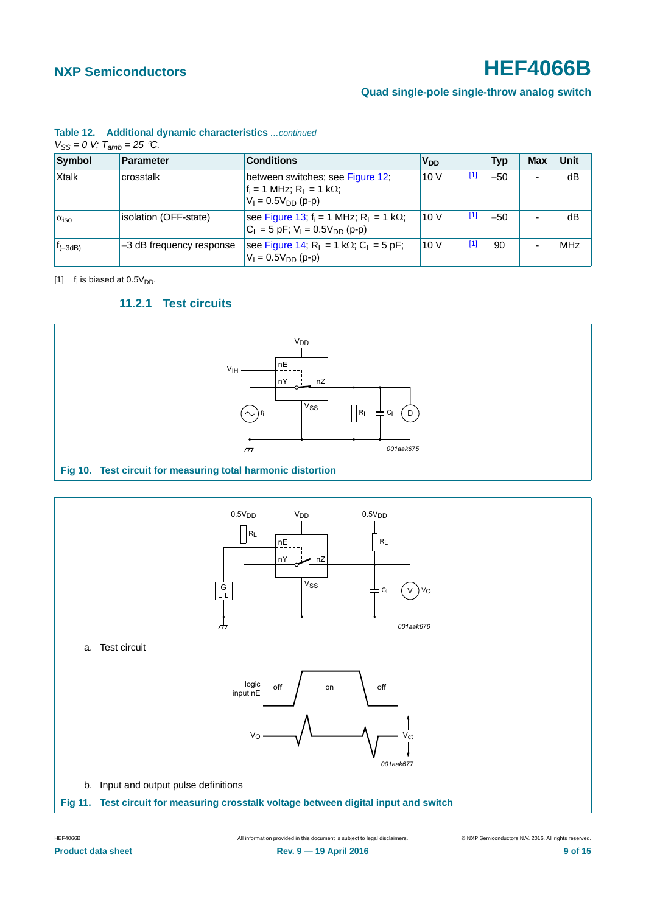**Table 12. Additional dynamic characteristics** *...continued*

*$V_{SS}$ = 0 V; $T_{amb}$ = 25 °C.*

| Symbol | Parameter | Conditions | $V_{DD}$ | | Typ | Max | Unit |
|---|---|---|---|---|---|---|---|
| Xtalk | crosstalk | between switches; see Figure 12; $f_i$ = 1 MHz; $R_L$ = 1 kΩ; $V_I = 0.5V_{DD}$ (p-p) | 10 V | [1] | −50 | - | dB |
| $\alpha_{iso}$ | isolation (OFF-state) | see Figure 13; $f_i$ = 1 MHz; $R_L$ = 1 kΩ; $C_L$ = 5 pF; $V_I = 0.5V_{DD}$ (p-p) | 10 V | [1] | −50 | - | dB |
| $f_{(-3dB)}$ | −3 dB frequency response | see Figure 14; $R_L$ = 1 kΩ; $C_L$ = 5 pF; $V_I = 0.5V_{DD}$ (p-p) | 10 V | [1] | 90 | - | MHz |

[1] $f_i$ is biased at $0.5V_{DD}$.

### 11.2.1 Test circuits

**Fig 10. Test circuit for measuring total harmonic distortion**

a. Test circuit

b. Input and output pulse definitions

**Fig 11. Test circuit for measuring crosstalk voltage between digital input and switch**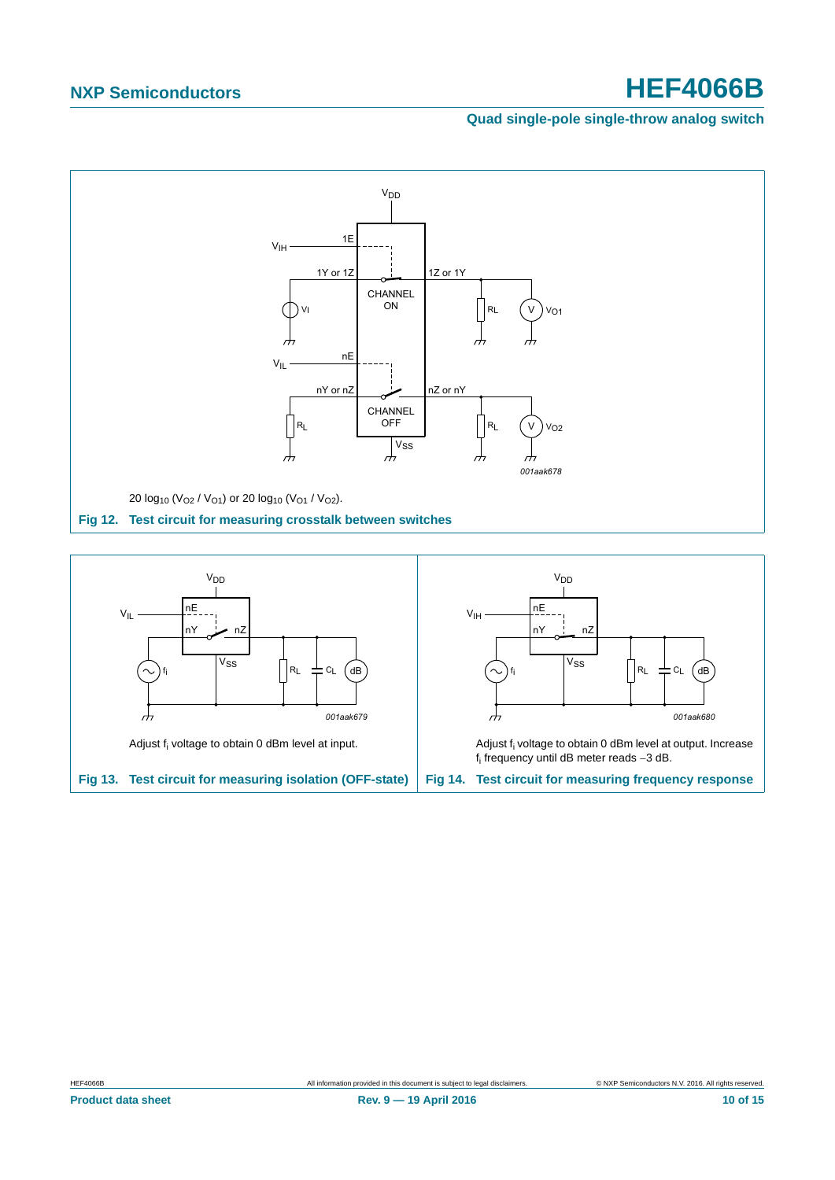$20 \log_{10} (V_{O2} / V_{O1})$ or $20 \log_{10} (V_{O1} / V_{O2})$.

**Fig 12. Test circuit for measuring crosstalk between switches**

Adjust $f_i$ voltage to obtain 0 dBm level at input.

**Fig 13. Test circuit for measuring isolation (OFF-state)**

Adjust $f_i$ voltage to obtain 0 dBm level at output. Increase $f_i$ frequency until dB meter reads −3 dB.

**Fig 14. Test circuit for measuring frequency response**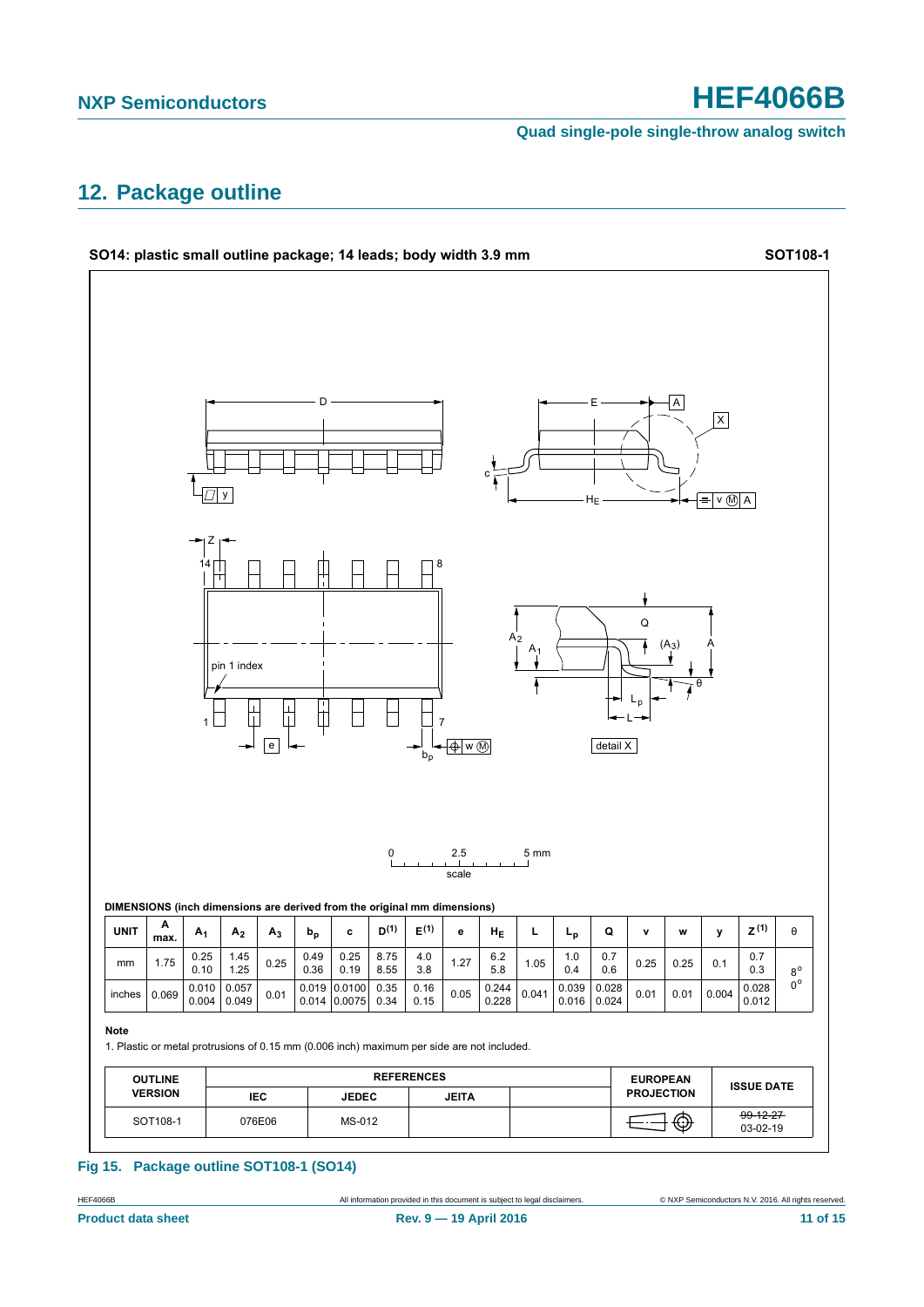## 12. Package outline

**SO14: plastic small outline package; 14 leads; body width 3.9 mm** **SOT108-1**

**DIMENSIONS (inch dimensions are derived from the original mm dimensions)**

| UNIT | A max. | $A_1$ | $A_2$ | $A_3$ | $b_p$ | c | D(1) | E(1) | e | $H_E$ | L | $L_p$ | Q | v | w | y | Z(1) | θ |
|---|---|---|---|---|---|---|---|---|---|---|---|---|---|---|---|---|---|---|
| mm | 1.75 | 0.25<br>0.10 | 1.45<br>1.25 | 0.25 | 0.49<br>0.36 | 0.25<br>0.19 | 8.75<br>8.55 | 4.0<br>3.8 | 1.27 | 6.2<br>5.8 | 1.05 | 1.0<br>0.4 | 0.7<br>0.6 | 0.25 | 0.25 | 0.1 | 0.7<br>0.3 | 8°<br>0° |
| inches | 0.069 | 0.010<br>0.004 | 0.057<br>0.049 | 0.01 | 0.019<br>0.014 | 0.0100<br>0.0075 | 0.35<br>0.34 | 0.16<br>0.15 | 0.05 | 0.244<br>0.228 | 0.041 | 0.039<br>0.016 | 0.028<br>0.024 | 0.01 | 0.01 | 0.004 | 0.028<br>0.012 | |

**Note**

1. Plastic or metal protrusions of 0.15 mm (0.006 inch) maximum per side are not included.

| OUTLINE VERSION | REFERENCES | | | | EUROPEAN PROJECTION | ISSUE DATE |
|---|---|---|---|---|---|---|
| | IEC | JEDEC | JEITA | | | |
| SOT108-1 | 076E06 | MS-012 | | | | ~~99-12-27~~<br>03-02-19 |

**Fig 15. Package outline SOT108-1 (SO14)**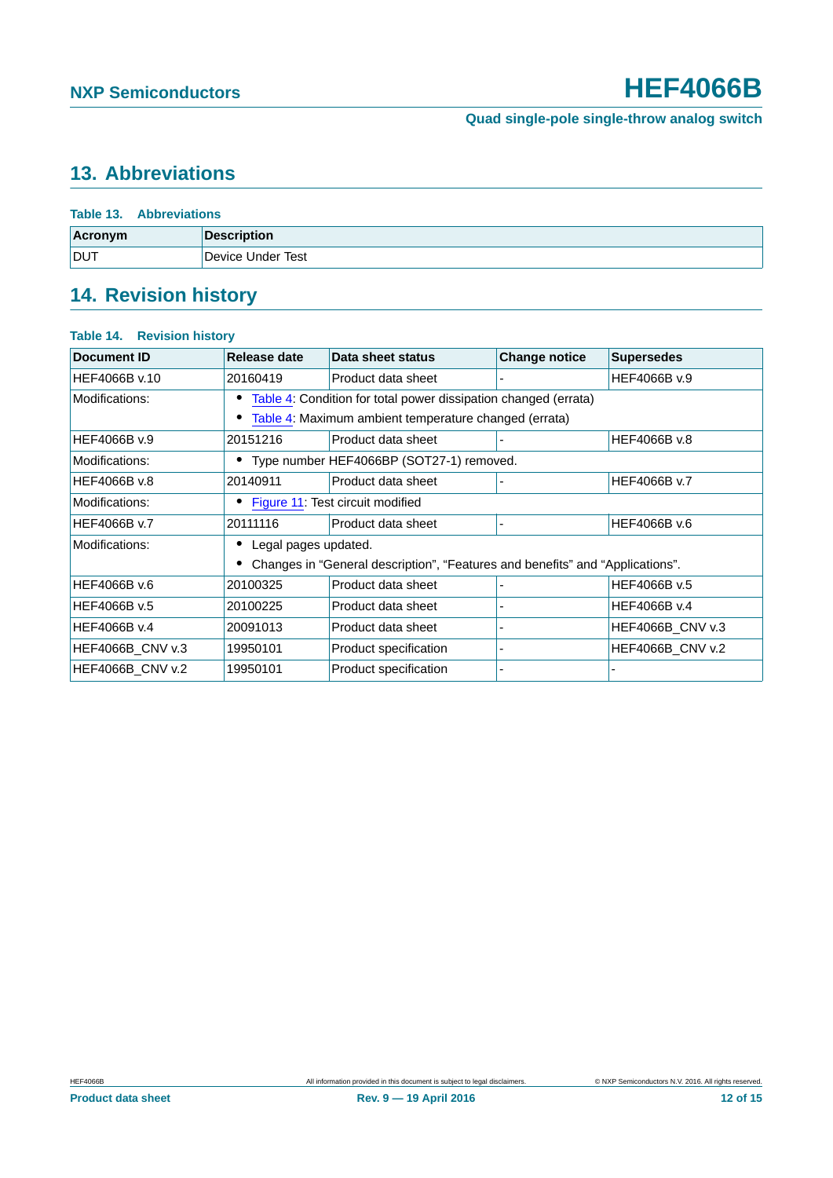## 13. Abbreviations

**Table 13. Abbreviations**

| Acronym | Description |
|---|---|
| DUT | Device Under Test |

## 14. Revision history

**Table 14. Revision history**

| Document ID | Release date | Data sheet status | Change notice | Supersedes |
|---|---|---|---|---|
| HEF4066B v.10 | 20160419 | Product data sheet | - | HEF4066B v.9 |
| Modifications: | • Table 4: Condition for total power dissipation changed (errata)<br>• Table 4: Maximum ambient temperature changed (errata) | | | |
| HEF4066B v.9 | 20151216 | Product data sheet | - | HEF4066B v.8 |
| Modifications: | • Type number HEF4066BP (SOT27-1) removed. | | | |
| HEF4066B v.8 | 20140911 | Product data sheet | - | HEF4066B v.7 |
| Modifications: | • Figure 11: Test circuit modified | | | |
| HEF4066B v.7 | 20111116 | Product data sheet | - | HEF4066B v.6 |
| Modifications: | • Legal pages updated.<br>• Changes in "General description", "Features and benefits" and "Applications". | | | |
| HEF4066B v.6 | 20100325 | Product data sheet | - | HEF4066B v.5 |
| HEF4066B v.5 | 20100225 | Product data sheet | - | HEF4066B v.4 |
| HEF4066B v.4 | 20091013 | Product data sheet | - | HEF4066B_CNV v.3 |
| HEF4066B_CNV v.3 | 19950101 | Product specification | - | HEF4066B_CNV v.2 |
| HEF4066B_CNV v.2 | 19950101 | Product specification | - | - |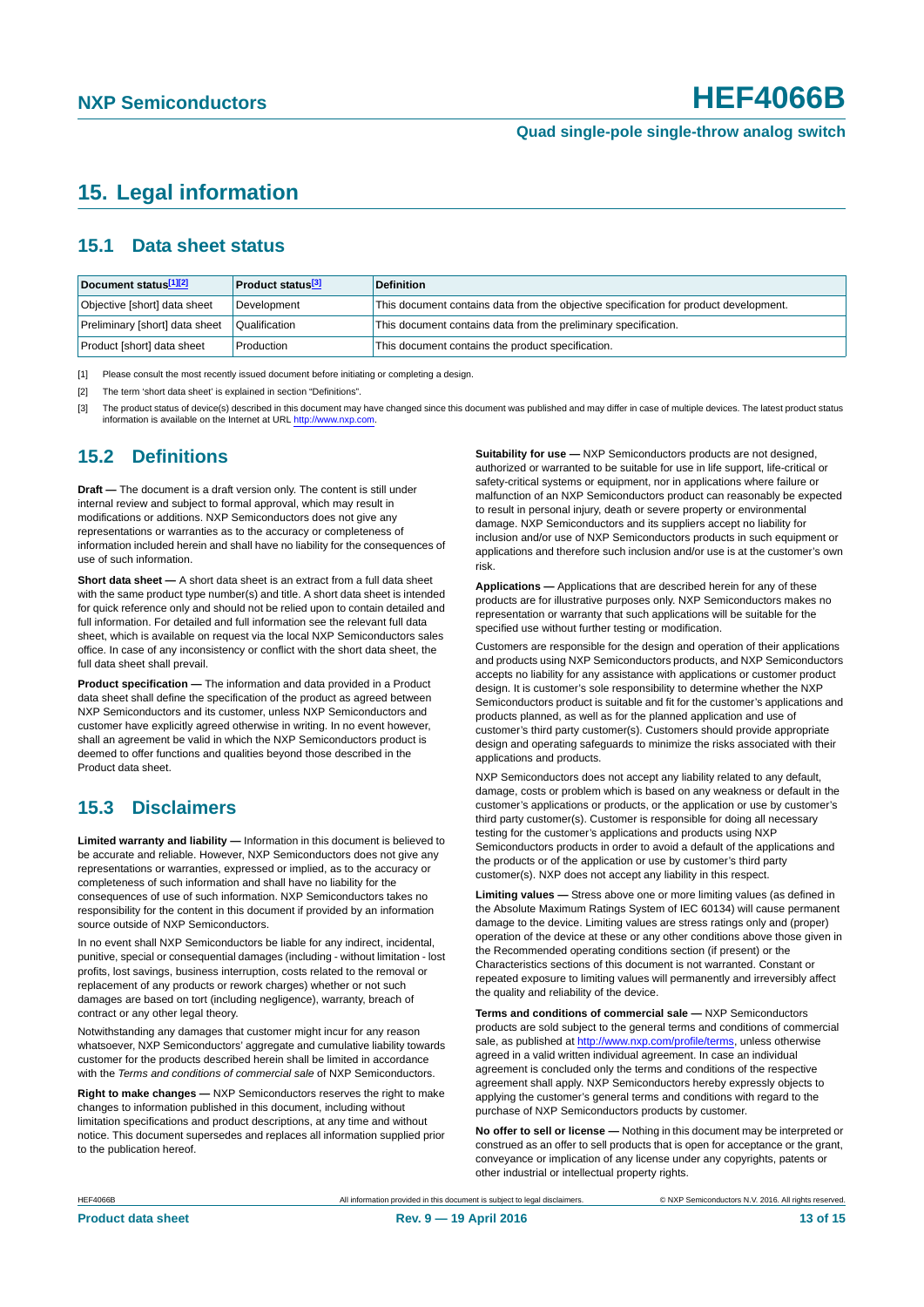# 15. Legal information

## 15.1 Data sheet status

| Document status[1][2] | Product status[3] | Definition |
|---|---|---|
| Objective [short] data sheet | Development | This document contains data from the objective specification for product development. |
| Preliminary [short] data sheet | Qualification | This document contains data from the preliminary specification. |
| Product [short] data sheet | Production | This document contains the product specification. |

[1] Please consult the most recently issued document before initiating or completing a design.

[2] The term 'short data sheet' is explained in section "Definitions".

[3] The product status of device(s) described in this document may have changed since this document was published and may differ in case of multiple devices. The latest product status information is available on the Internet at URL http://www.nxp.com.

## 15.2 Definitions

**Draft —** The document is a draft version only. The content is still under internal review and subject to formal approval, which may result in modifications or additions. NXP Semiconductors does not give any representations or warranties as to the accuracy or completeness of information included herein and shall have no liability for the consequences of use of such information.

**Short data sheet —** A short data sheet is an extract from a full data sheet with the same product type number(s) and title. A short data sheet is intended for quick reference only and should not be relied upon to contain detailed and full information. For detailed and full information see the relevant full data sheet, which is available on request via the local NXP Semiconductors sales office. In case of any inconsistency or conflict with the short data sheet, the full data sheet shall prevail.

**Product specification —** The information and data provided in a Product data sheet shall define the specification of the product as agreed between NXP Semiconductors and its customer, unless NXP Semiconductors and customer have explicitly agreed otherwise in writing. In no event however, shall an agreement be valid in which the NXP Semiconductors product is deemed to offer functions and qualities beyond those described in the Product data sheet.

## 15.3 Disclaimers

**Limited warranty and liability —** Information in this document is believed to be accurate and reliable. However, NXP Semiconductors does not give any representations or warranties, expressed or implied, as to the accuracy or completeness of such information and shall have no liability for the consequences of use of such information. NXP Semiconductors takes no responsibility for the content in this document if provided by an information source outside of NXP Semiconductors.

In no event shall NXP Semiconductors be liable for any indirect, incidental, punitive, special or consequential damages (including - without limitation - lost profits, lost savings, business interruption, costs related to the removal or replacement of any products or rework charges) whether or not such damages are based on tort (including negligence), warranty, breach of contract or any other legal theory.

Notwithstanding any damages that customer might incur for any reason whatsoever, NXP Semiconductors' aggregate and cumulative liability towards customer for the products described herein shall be limited in accordance with the *Terms and conditions of commercial sale* of NXP Semiconductors.

**Right to make changes —** NXP Semiconductors reserves the right to make changes to information published in this document, including without limitation specifications and product descriptions, at any time and without notice. This document supersedes and replaces all information supplied prior to the publication hereof.

**Suitability for use —** NXP Semiconductors products are not designed, authorized or warranted to be suitable for use in life support, life-critical or safety-critical systems or equipment, nor in applications where failure or malfunction of an NXP Semiconductors product can reasonably be expected to result in personal injury, death or severe property or environmental damage. NXP Semiconductors and its suppliers accept no liability for inclusion and/or use of NXP Semiconductors products in such equipment or applications and therefore such inclusion and/or use is at the customer's own risk.

**Applications —** Applications that are described herein for any of these products are for illustrative purposes only. NXP Semiconductors makes no representation or warranty that such applications will be suitable for the specified use without further testing or modification.

Customers are responsible for the design and operation of their applications and products using NXP Semiconductors products, and NXP Semiconductors accepts no liability for any assistance with applications or customer product design. It is customer's sole responsibility to determine whether the NXP Semiconductors product is suitable and fit for the customer's applications and products planned, as well as for the planned application and use of customer's third party customer(s). Customers should provide appropriate design and operating safeguards to minimize the risks associated with their applications and products.

NXP Semiconductors does not accept any liability related to any default, damage, costs or problem which is based on any weakness or default in the customer's applications or products, or the application or use by customer's third party customer(s). Customer is responsible for doing all necessary testing for the customer's applications and products using NXP Semiconductors products in order to avoid a default of the applications and the products or of the application or use by customer's third party customer(s). NXP does not accept any liability in this respect.

**Limiting values —** Stress above one or more limiting values (as defined in the Absolute Maximum Ratings System of IEC 60134) will cause permanent damage to the device. Limiting values are stress ratings only and (proper) operation of the device at these or any other conditions above those given in the Recommended operating conditions section (if present) or the Characteristics sections of this document is not warranted. Constant or repeated exposure to limiting values will permanently and irreversibly affect the quality and reliability of the device.

**Terms and conditions of commercial sale —** NXP Semiconductors products are sold subject to the general terms and conditions of commercial sale, as published at http://www.nxp.com/profile/terms, unless otherwise agreed in a valid written individual agreement. In case an individual agreement is concluded only the terms and conditions of the respective agreement shall apply. NXP Semiconductors hereby expressly objects to applying the customer's general terms and conditions with regard to the purchase of NXP Semiconductors products by customer.

**No offer to sell or license —** Nothing in this document may be interpreted or construed as an offer to sell products that is open for acceptance or the grant, conveyance or implication of any license under any copyrights, patents or other industrial or intellectual property rights.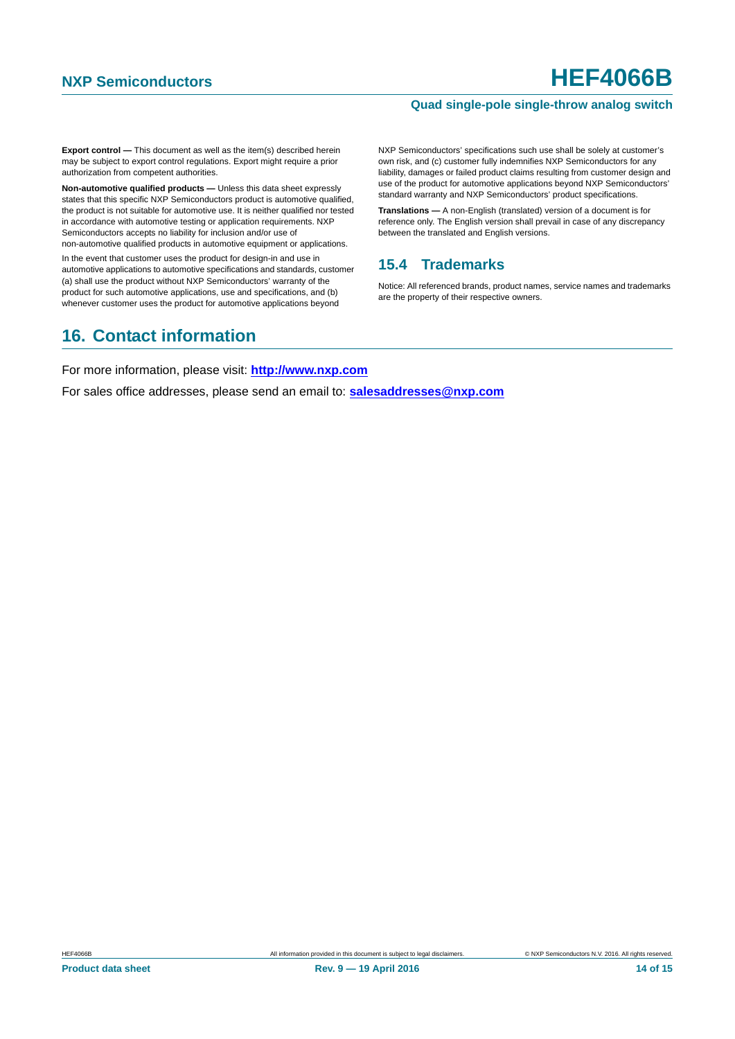**Export control —** This document as well as the item(s) described herein may be subject to export control regulations. Export might require a prior authorization from competent authorities.

**Non-automotive qualified products —** Unless this data sheet expressly states that this specific NXP Semiconductors product is automotive qualified, the product is not suitable for automotive use. It is neither qualified nor tested in accordance with automotive testing or application requirements. NXP Semiconductors accepts no liability for inclusion and/or use of non-automotive qualified products in automotive equipment or applications.

In the event that customer uses the product for design-in and use in automotive applications to automotive specifications and standards, customer (a) shall use the product without NXP Semiconductors' warranty of the product for such automotive applications, use and specifications, and (b) whenever customer uses the product for automotive applications beyond NXP Semiconductors' specifications such use shall be solely at customer's own risk, and (c) customer fully indemnifies NXP Semiconductors for any liability, damages or failed product claims resulting from customer design and use of the product for automotive applications beyond NXP Semiconductors' standard warranty and NXP Semiconductors' product specifications.

**Translations —** A non-English (translated) version of a document is for reference only. The English version shall prevail in case of any discrepancy between the translated and English versions.

### 15.4 Trademarks

Notice: All referenced brands, product names, service names and trademarks are the property of their respective owners.

## 16. Contact information

For more information, please visit: **http://www.nxp.com**

For sales office addresses, please send an email to: **salesaddresses@nxp.com**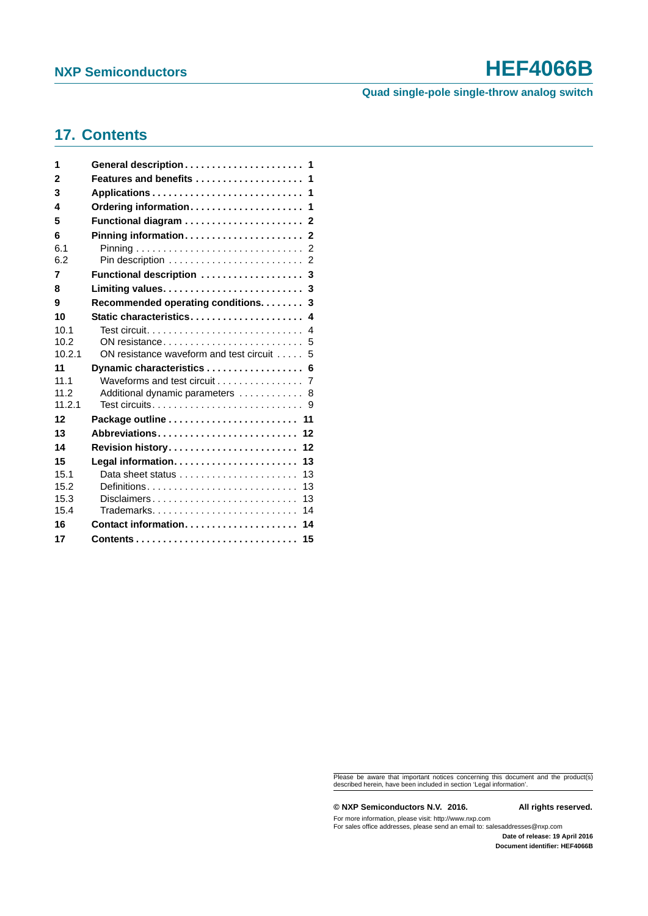## 17. Contents

| | | |
|---|---|---|
| **1** | **General description** | **1** |
| **2** | **Features and benefits** | **1** |
| **3** | **Applications** | **1** |
| **4** | **Ordering information** | **1** |
| **5** | **Functional diagram** | **2** |
| **6** | **Pinning information** | **2** |
| 6.1 | Pinning | 2 |
| 6.2 | Pin description | 2 |
| **7** | **Functional description** | **3** |
| **8** | **Limiting values** | **3** |
| **9** | **Recommended operating conditions** | **3** |
| **10** | **Static characteristics** | **4** |
| 10.1 | Test circuit | 4 |
| 10.2 | ON resistance | 5 |
| 10.2.1 | ON resistance waveform and test circuit | 5 |
| **11** | **Dynamic characteristics** | **6** |
| 11.1 | Waveforms and test circuit | 7 |
| 11.2 | Additional dynamic parameters | 8 |
| 11.2.1 | Test circuits | 9 |
| **12** | **Package outline** | **11** |
| **13** | **Abbreviations** | **12** |
| **14** | **Revision history** | **12** |
| **15** | **Legal information** | **13** |
| 15.1 | Data sheet status | 13 |
| 15.2 | Definitions | 13 |
| 15.3 | Disclaimers | 13 |
| 15.4 | Trademarks | 14 |
| **16** | **Contact information** | **14** |
| **17** | **Contents** | **15** |

Please be aware that important notices concerning this document and the product(s) described herein, have been included in section 'Legal information'.

**© NXP Semiconductors N.V. 2016.** **All rights reserved.**

For more information, please visit: http://www.nxp.com
For sales office addresses, please send an email to: salesaddresses@nxp.com

**Date of release: 19 April 2016**
**Document identifier: HEF4066B**